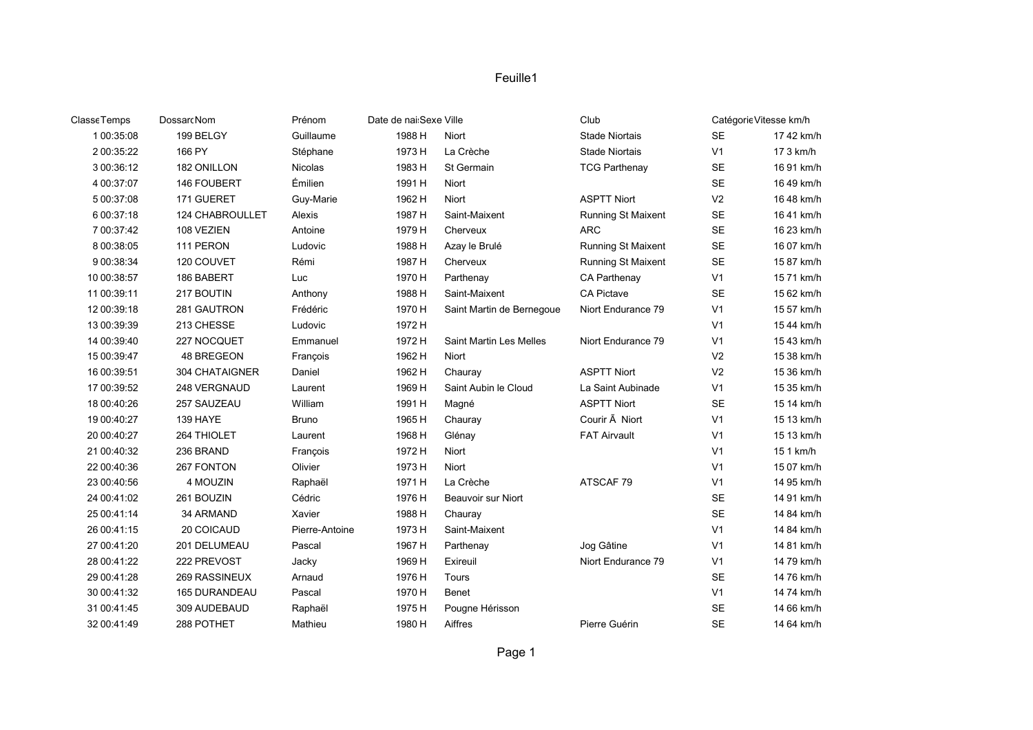# Feuille1

| Classe | Temps | Dossard | Nom | Prénom | Date de nai | Sexe | Ville | Club | Catégorie | Vitesse km/h |
|---|---|---|---|---|---|---|---|---|---|---|
| 1 | 00:35:08 | 199 | BELGY | Guillaume | 1988 | H | Niort | Stade Niortais | SE | 17 42 km/h |
| 2 | 00:35:22 | 166 | PY | Stéphane | 1973 | H | La Crèche | Stade Niortais | V1 | 17 3 km/h |
| 3 | 00:36:12 | 182 | ONILLON | Nicolas | 1983 | H | St Germain | TCG Parthenay | SE | 16 91 km/h |
| 4 | 00:37:07 | 146 | FOUBERT | Émilien | 1991 | H | Niort | | SE | 16 49 km/h |
| 5 | 00:37:08 | 171 | GUERET | Guy-Marie | 1962 | H | Niort | ASPTT Niort | V2 | 16 48 km/h |
| 6 | 00:37:18 | 124 | CHABROULLET | Alexis | 1987 | H | Saint-Maixent | Running St Maixent | SE | 16 41 km/h |
| 7 | 00:37:42 | 108 | VEZIEN | Antoine | 1979 | H | Cherveux | ARC | SE | 16 23 km/h |
| 8 | 00:38:05 | 111 | PERON | Ludovic | 1988 | H | Azay le Brulé | Running St Maixent | SE | 16 07 km/h |
| 9 | 00:38:34 | 120 | COUVET | Rémi | 1987 | H | Cherveux | Running St Maixent | SE | 15 87 km/h |
| 10 | 00:38:57 | 186 | BABERT | Luc | 1970 | H | Parthenay | CA Parthenay | V1 | 15 71 km/h |
| 11 | 00:39:11 | 217 | BOUTIN | Anthony | 1988 | H | Saint-Maixent | CA Pictave | SE | 15 62 km/h |
| 12 | 00:39:18 | 281 | GAUTRON | Frédéric | 1970 | H | Saint Martin de Bernegoue | Niort Endurance 79 | V1 | 15 57 km/h |
| 13 | 00:39:39 | 213 | CHESSE | Ludovic | 1972 | H | | | V1 | 15 44 km/h |
| 14 | 00:39:40 | 227 | NOCQUET | Emmanuel | 1972 | H | Saint Martin Les Melles | Niort Endurance 79 | V1 | 15 43 km/h |
| 15 | 00:39:47 | 48 | BREGEON | François | 1962 | H | Niort | | V2 | 15 38 km/h |
| 16 | 00:39:51 | 304 | CHATAIGNER | Daniel | 1962 | H | Chauray | ASPTT Niort | V2 | 15 36 km/h |
| 17 | 00:39:52 | 248 | VERGNAUD | Laurent | 1969 | H | Saint Aubin le Cloud | La Saint Aubinade | V1 | 15 35 km/h |
| 18 | 00:40:26 | 257 | SAUZEAU | William | 1991 | H | Magné | ASPTT Niort | SE | 15 14 km/h |
| 19 | 00:40:27 | 139 | HAYE | Bruno | 1965 | H | Chauray | Courir Ã  Niort | V1 | 15 13 km/h |
| 20 | 00:40:27 | 264 | THIOLET | Laurent | 1968 | H | Glénay | FAT Airvault | V1 | 15 13 km/h |
| 21 | 00:40:32 | 236 | BRAND | François | 1972 | H | Niort | | V1 | 15 1 km/h |
| 22 | 00:40:36 | 267 | FONTON | Olivier | 1973 | H | Niort | | V1 | 15 07 km/h |
| 23 | 00:40:56 | 4 | MOUZIN | Raphaël | 1971 | H | La Crèche | ATSCAF 79 | V1 | 14 95 km/h |
| 24 | 00:41:02 | 261 | BOUZIN | Cédric | 1976 | H | Beauvoir sur Niort | | SE | 14 91 km/h |
| 25 | 00:41:14 | 34 | ARMAND | Xavier | 1988 | H | Chauray | | SE | 14 84 km/h |
| 26 | 00:41:15 | 20 | COICAUD | Pierre-Antoine | 1973 | H | Saint-Maixent | | V1 | 14 84 km/h |
| 27 | 00:41:20 | 201 | DELUMEAU | Pascal | 1967 | H | Parthenay | Jog Gâtine | V1 | 14 81 km/h |
| 28 | 00:41:22 | 222 | PREVOST | Jacky | 1969 | H | Exireuil | Niort Endurance 79 | V1 | 14 79 km/h |
| 29 | 00:41:28 | 269 | RASSINEUX | Arnaud | 1976 | H | Tours | | SE | 14 76 km/h |
| 30 | 00:41:32 | 165 | DURANDEAU | Pascal | 1970 | H | Benet | | V1 | 14 74 km/h |
| 31 | 00:41:45 | 309 | AUDEBAUD | Raphaël | 1975 | H | Pougne Hérisson | | SE | 14 66 km/h |
| 32 | 00:41:49 | 288 | POTHET | Mathieu | 1980 | H | Aiffres | Pierre Guérin | SE | 14 64 km/h |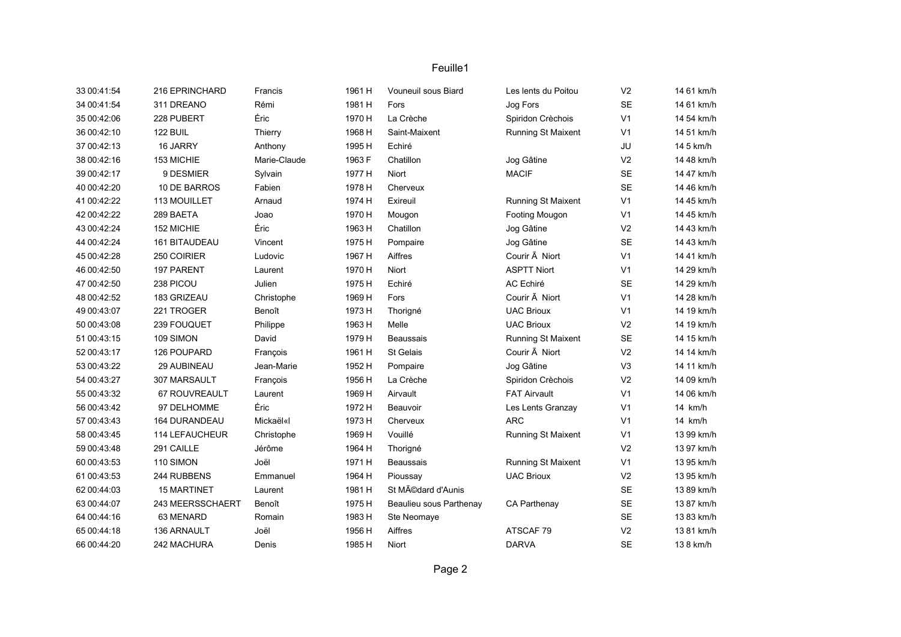# Feuille1

| | | | | | | | | |
|---|---|---|---|---|---|---|---|---|
| 33 00:41:54 | 216 EPRINCHARD | Francis | 1961 H | Vouneuil sous Biard | Les lents du Poitou | V2 | 14 61 km/h |
| 34 00:41:54 | 311 DREANO | Rémi | 1981 H | Fors | Jog Fors | SE | 14 61 km/h |
| 35 00:42:06 | 228 PUBERT | Éric | 1970 H | La Crèche | Spiridon Crèchois | V1 | 14 54 km/h |
| 36 00:42:10 | 122 BUIL | Thierry | 1968 H | Saint-Maixent | Running St Maixent | V1 | 14 51 km/h |
| 37 00:42:13 | 16 JARRY | Anthony | 1995 H | Echiré | | JU | 14 5 km/h |
| 38 00:42:16 | 153 MICHIE | Marie-Claude | 1963 F | Chatillon | Jog Gâtine | V2 | 14 48 km/h |
| 39 00:42:17 | 9 DESMIER | Sylvain | 1977 H | Niort | MACIF | SE | 14 47 km/h |
| 40 00:42:20 | 10 DE BARROS | Fabien | 1978 H | Cherveux | | SE | 14 46 km/h |
| 41 00:42:22 | 113 MOUILLET | Arnaud | 1974 H | Exireuil | Running St Maixent | V1 | 14 45 km/h |
| 42 00:42:22 | 289 BAETA | Joao | 1970 H | Mougon | Footing Mougon | V1 | 14 45 km/h |
| 43 00:42:24 | 152 MICHIE | Éric | 1963 H | Chatillon | Jog Gâtine | V2 | 14 43 km/h |
| 44 00:42:24 | 161 BITAUDEAU | Vincent | 1975 H | Pompaire | Jog Gâtine | SE | 14 43 km/h |
| 45 00:42:28 | 250 COIRIER | Ludovic | 1967 H | Aiffres | Courir Ã  Niort | V1 | 14 41 km/h |
| 46 00:42:50 | 197 PARENT | Laurent | 1970 H | Niort | ASPTT Niort | V1 | 14 29 km/h |
| 47 00:42:50 | 238 PICOU | Julien | 1975 H | Echiré | AC Echiré | SE | 14 29 km/h |
| 48 00:42:52 | 183 GRIZEAU | Christophe | 1969 H | Fors | Courir Ã  Niort | V1 | 14 28 km/h |
| 49 00:43:07 | 221 TROGER | Benoît | 1973 H | Thorigné | UAC Brioux | V1 | 14 19 km/h |
| 50 00:43:08 | 239 FOUQUET | Philippe | 1963 H | Melle | UAC Brioux | V2 | 14 19 km/h |
| 51 00:43:15 | 109 SIMON | David | 1979 H | Beaussais | Running St Maixent | SE | 14 15 km/h |
| 52 00:43:17 | 126 POUPARD | François | 1961 H | St Gelais | Courir Ã  Niort | V2 | 14 14 km/h |
| 53 00:43:22 | 29 AUBINEAU | Jean-Marie | 1952 H | Pompaire | Jog Gâtine | V3 | 14 11 km/h |
| 54 00:43:27 | 307 MARSAULT | François | 1956 H | La Crèche | Spiridon Crèchois | V2 | 14 09 km/h |
| 55 00:43:32 | 67 ROUVREAULT | Laurent | 1969 H | Airvault | FAT Airvault | V1 | 14 06 km/h |
| 56 00:43:42 | 97 DELHOMME | Éric | 1972 H | Beauvoir | Les Lents Granzay | V1 | 14 km/h |
| 57 00:43:43 | 164 DURANDEAU | Mickaël«l | 1973 H | Cherveux | ARC | V1 | 14 km/h |
| 58 00:43:45 | 114 LEFAUCHEUR | Christophe | 1969 H | Vouillé | Running St Maixent | V1 | 13 99 km/h |
| 59 00:43:48 | 291 CAILLE | Jérôme | 1964 H | Thorigné | | V2 | 13 97 km/h |
| 60 00:43:53 | 110 SIMON | Joël | 1971 H | Beaussais | Running St Maixent | V1 | 13 95 km/h |
| 61 00:43:53 | 244 RUBBENS | Emmanuel | 1964 H | Pioussay | UAC Brioux | V2 | 13 95 km/h |
| 62 00:44:03 | 15 MARTINET | Laurent | 1981 H | St MÃ©dard d'Aunis | | SE | 13 89 km/h |
| 63 00:44:07 | 243 MEERSSCHAERT | Benoît | 1975 H | Beaulieu sous Parthenay | CA Parthenay | SE | 13 87 km/h |
| 64 00:44:16 | 63 MENARD | Romain | 1983 H | Ste Neomaye | | SE | 13 83 km/h |
| 65 00:44:18 | 136 ARNAULT | Joël | 1956 H | Aiffres | ATSCAF 79 | V2 | 13 81 km/h |
| 66 00:44:20 | 242 MACHURA | Denis | 1985 H | Niort | DARVA | SE | 13 8 km/h |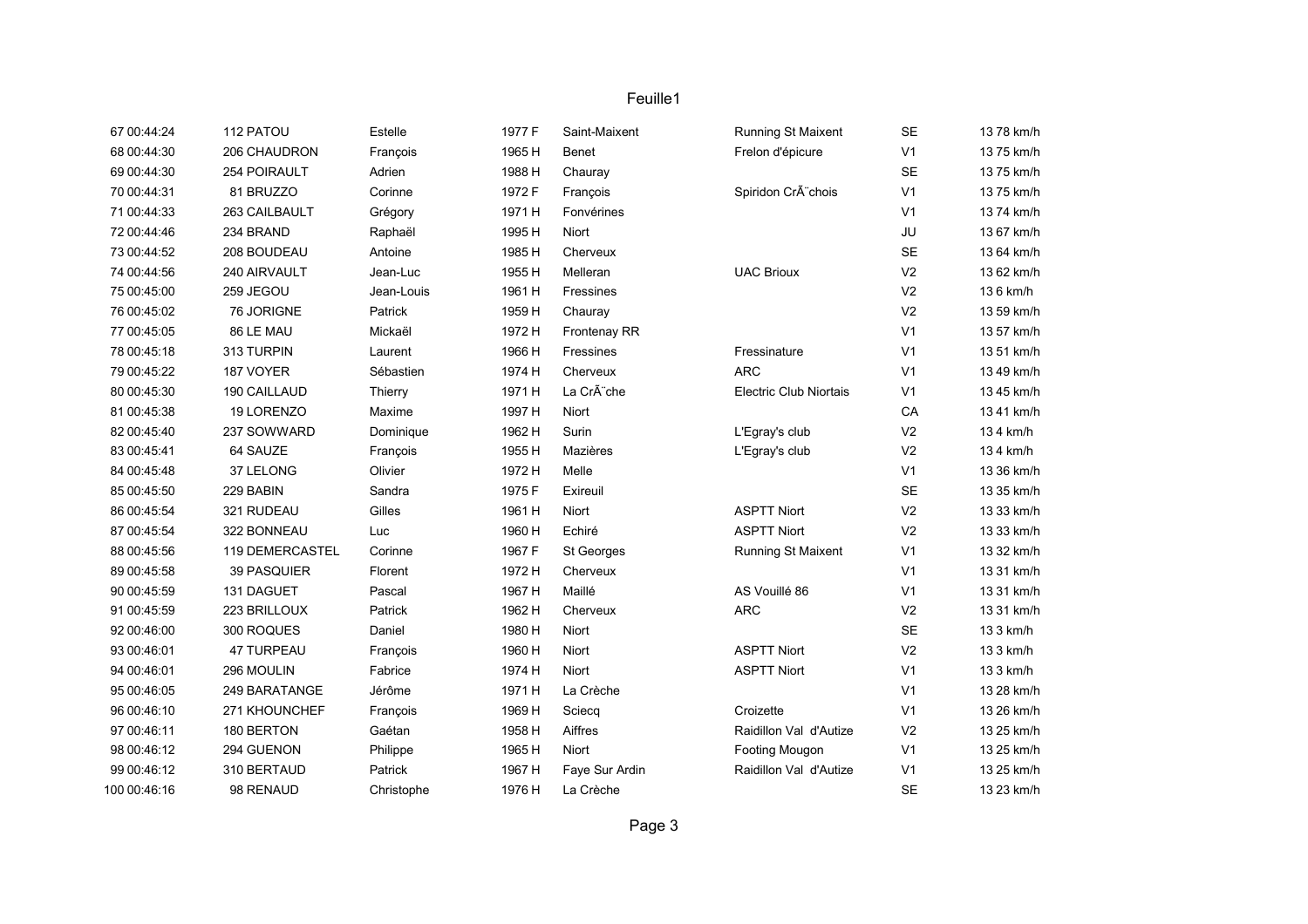# Feuille1

| | | | | | | | | | | |
|---|---|---|---|---|---|---|---|---|---|---|
| 67 | 00:44:24 | 112 | PATOU | Estelle | 1977 | F | Saint-Maixent | Running St Maixent | SE | 13 78 km/h |
| 68 | 00:44:30 | 206 | CHAUDRON | François | 1965 | H | Benet | Frelon d'épicure | V1 | 13 75 km/h |
| 69 | 00:44:30 | 254 | POIRAULT | Adrien | 1988 | H | Chauray | | SE | 13 75 km/h |
| 70 | 00:44:31 | 81 | BRUZZO | Corinne | 1972 | F | François | Spiridon CrÃ¨chois | V1 | 13 75 km/h |
| 71 | 00:44:33 | 263 | CAILBAULT | Grégory | 1971 | H | Fonvérines | | V1 | 13 74 km/h |
| 72 | 00:44:46 | 234 | BRAND | Raphaël | 1995 | H | Niort | | JU | 13 67 km/h |
| 73 | 00:44:52 | 208 | BOUDEAU | Antoine | 1985 | H | Cherveux | | SE | 13 64 km/h |
| 74 | 00:44:56 | 240 | AIRVAULT | Jean-Luc | 1955 | H | Melleran | UAC Brioux | V2 | 13 62 km/h |
| 75 | 00:45:00 | 259 | JEGOU | Jean-Louis | 1961 | H | Fressines | | V2 | 13 6 km/h |
| 76 | 00:45:02 | 76 | JORIGNE | Patrick | 1959 | H | Chauray | | V2 | 13 59 km/h |
| 77 | 00:45:05 | 86 | LE MAU | Mickaël | 1972 | H | Frontenay RR | | V1 | 13 57 km/h |
| 78 | 00:45:18 | 313 | TURPIN | Laurent | 1966 | H | Fressines | Fressinature | V1 | 13 51 km/h |
| 79 | 00:45:22 | 187 | VOYER | Sébastien | 1974 | H | Cherveux | ARC | V1 | 13 49 km/h |
| 80 | 00:45:30 | 190 | CAILLAUD | Thierry | 1971 | H | La CrÃ¨che | Electric Club Niortais | V1 | 13 45 km/h |
| 81 | 00:45:38 | 19 | LORENZO | Maxime | 1997 | H | Niort | | CA | 13 41 km/h |
| 82 | 00:45:40 | 237 | SOWWARD | Dominique | 1962 | H | Surin | L'Egray's club | V2 | 13 4 km/h |
| 83 | 00:45:41 | 64 | SAUZE | François | 1955 | H | Mazières | L'Egray's club | V2 | 13 4 km/h |
| 84 | 00:45:48 | 37 | LELONG | Olivier | 1972 | H | Melle | | V1 | 13 36 km/h |
| 85 | 00:45:50 | 229 | BABIN | Sandra | 1975 | F | Exireuil | | SE | 13 35 km/h |
| 86 | 00:45:54 | 321 | RUDEAU | Gilles | 1961 | H | Niort | ASPTT Niort | V2 | 13 33 km/h |
| 87 | 00:45:54 | 322 | BONNEAU | Luc | 1960 | H | Echiré | ASPTT Niort | V2 | 13 33 km/h |
| 88 | 00:45:56 | 119 | DEMERCASTEL | Corinne | 1967 | F | St Georges | Running St Maixent | V1 | 13 32 km/h |
| 89 | 00:45:58 | 39 | PASQUIER | Florent | 1972 | H | Cherveux | | V1 | 13 31 km/h |
| 90 | 00:45:59 | 131 | DAGUET | Pascal | 1967 | H | Maillé | AS Vouillé 86 | V1 | 13 31 km/h |
| 91 | 00:45:59 | 223 | BRILLOUX | Patrick | 1962 | H | Cherveux | ARC | V2 | 13 31 km/h |
| 92 | 00:46:00 | 300 | ROQUES | Daniel | 1980 | H | Niort | | SE | 13 3 km/h |
| 93 | 00:46:01 | 47 | TURPEAU | François | 1960 | H | Niort | ASPTT Niort | V2 | 13 3 km/h |
| 94 | 00:46:01 | 296 | MOULIN | Fabrice | 1974 | H | Niort | ASPTT Niort | V1 | 13 3 km/h |
| 95 | 00:46:05 | 249 | BARATANGE | Jérôme | 1971 | H | La Crèche | | V1 | 13 28 km/h |
| 96 | 00:46:10 | 271 | KHOUNCHEF | François | 1969 | H | Sciecq | Croizette | V1 | 13 26 km/h |
| 97 | 00:46:11 | 180 | BERTON | Gaétan | 1958 | H | Aiffres | Raidillon Val d'Autize | V2 | 13 25 km/h |
| 98 | 00:46:12 | 294 | GUENON | Philippe | 1965 | H | Niort | Footing Mougon | V1 | 13 25 km/h |
| 99 | 00:46:12 | 310 | BERTAUD | Patrick | 1967 | H | Faye Sur Ardin | Raidillon Val d'Autize | V1 | 13 25 km/h |
| 100 | 00:46:16 | 98 | RENAUD | Christophe | 1976 | H | La Crèche | | SE | 13 23 km/h |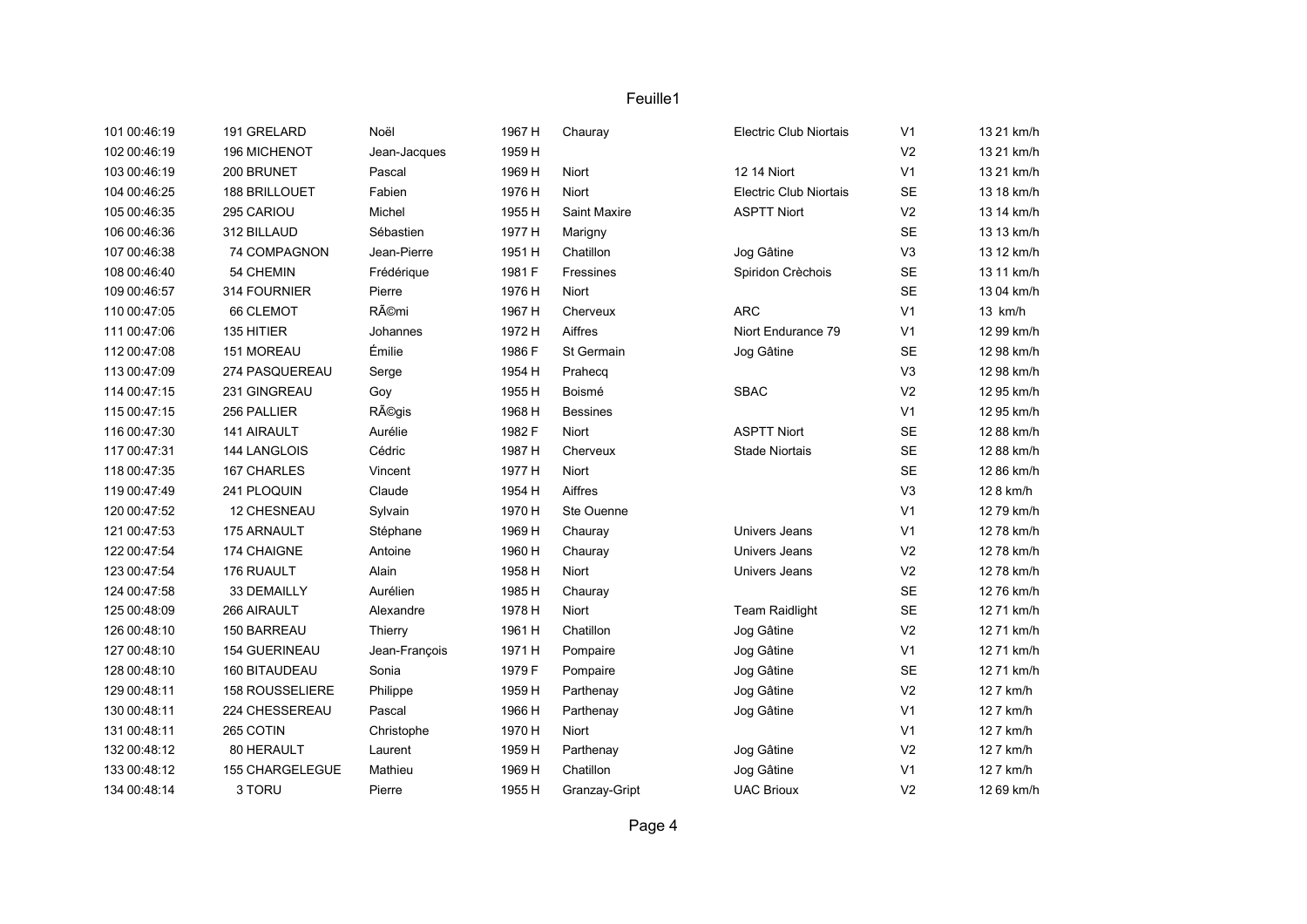# Feuille1

| | | | | | | | | |
|---|---|---|---|---|---|---|---|---|
| 101 00:46:19 | 191 GRELARD | Noël | 1967 H | Chauray | Electric Club Niortais | V1 | 13 21 km/h |
| 102 00:46:19 | 196 MICHENOT | Jean-Jacques | 1959 H | | | V2 | 13 21 km/h |
| 103 00:46:19 | 200 BRUNET | Pascal | 1969 H | Niort | 12 14 Niort | V1 | 13 21 km/h |
| 104 00:46:25 | 188 BRILLOUET | Fabien | 1976 H | Niort | Electric Club Niortais | SE | 13 18 km/h |
| 105 00:46:35 | 295 CARIOU | Michel | 1955 H | Saint Maxire | ASPTT Niort | V2 | 13 14 km/h |
| 106 00:46:36 | 312 BILLAUD | Sébastien | 1977 H | Marigny | | SE | 13 13 km/h |
| 107 00:46:38 | 74 COMPAGNON | Jean-Pierre | 1951 H | Chatillon | Jog Gâtine | V3 | 13 12 km/h |
| 108 00:46:40 | 54 CHEMIN | Frédérique | 1981 F | Fressines | Spiridon Crèchois | SE | 13 11 km/h |
| 109 00:46:57 | 314 FOURNIER | Pierre | 1976 H | Niort | | SE | 13 04 km/h |
| 110 00:47:05 | 66 CLEMOT | RÃ©mi | 1967 H | Cherveux | ARC | V1 | 13 km/h |
| 111 00:47:06 | 135 HITIER | Johannes | 1972 H | Aiffres | Niort Endurance 79 | V1 | 12 99 km/h |
| 112 00:47:08 | 151 MOREAU | Émilie | 1986 F | St Germain | Jog Gâtine | SE | 12 98 km/h |
| 113 00:47:09 | 274 PASQUEREAU | Serge | 1954 H | Prahecq | | V3 | 12 98 km/h |
| 114 00:47:15 | 231 GINGREAU | Goy | 1955 H | Boismé | SBAC | V2 | 12 95 km/h |
| 115 00:47:15 | 256 PALLIER | RÃ©gis | 1968 H | Bessines | | V1 | 12 95 km/h |
| 116 00:47:30 | 141 AIRAULT | Aurélie | 1982 F | Niort | ASPTT Niort | SE | 12 88 km/h |
| 117 00:47:31 | 144 LANGLOIS | Cédric | 1987 H | Cherveux | Stade Niortais | SE | 12 88 km/h |
| 118 00:47:35 | 167 CHARLES | Vincent | 1977 H | Niort | | SE | 12 86 km/h |
| 119 00:47:49 | 241 PLOQUIN | Claude | 1954 H | Aiffres | | V3 | 12 8 km/h |
| 120 00:47:52 | 12 CHESNEAU | Sylvain | 1970 H | Ste Ouenne | | V1 | 12 79 km/h |
| 121 00:47:53 | 175 ARNAULT | Stéphane | 1969 H | Chauray | Univers Jeans | V1 | 12 78 km/h |
| 122 00:47:54 | 174 CHAIGNE | Antoine | 1960 H | Chauray | Univers Jeans | V2 | 12 78 km/h |
| 123 00:47:54 | 176 RUAULT | Alain | 1958 H | Niort | Univers Jeans | V2 | 12 78 km/h |
| 124 00:47:58 | 33 DEMAILLY | Aurélien | 1985 H | Chauray | | SE | 12 76 km/h |
| 125 00:48:09 | 266 AIRAULT | Alexandre | 1978 H | Niort | Team Raidlight | SE | 12 71 km/h |
| 126 00:48:10 | 150 BARREAU | Thierry | 1961 H | Chatillon | Jog Gâtine | V2 | 12 71 km/h |
| 127 00:48:10 | 154 GUERINEAU | Jean-François | 1971 H | Pompaire | Jog Gâtine | V1 | 12 71 km/h |
| 128 00:48:10 | 160 BITAUDEAU | Sonia | 1979 F | Pompaire | Jog Gâtine | SE | 12 71 km/h |
| 129 00:48:11 | 158 ROUSSELIERE | Philippe | 1959 H | Parthenay | Jog Gâtine | V2 | 12 7 km/h |
| 130 00:48:11 | 224 CHESSEREAU | Pascal | 1966 H | Parthenay | Jog Gâtine | V1 | 12 7 km/h |
| 131 00:48:11 | 265 COTIN | Christophe | 1970 H | Niort | | V1 | 12 7 km/h |
| 132 00:48:12 | 80 HERAULT | Laurent | 1959 H | Parthenay | Jog Gâtine | V2 | 12 7 km/h |
| 133 00:48:12 | 155 CHARGELEGUE | Mathieu | 1969 H | Chatillon | Jog Gâtine | V1 | 12 7 km/h |
| 134 00:48:14 | 3 TORU | Pierre | 1955 H | Granzay-Gript | UAC Brioux | V2 | 12 69 km/h |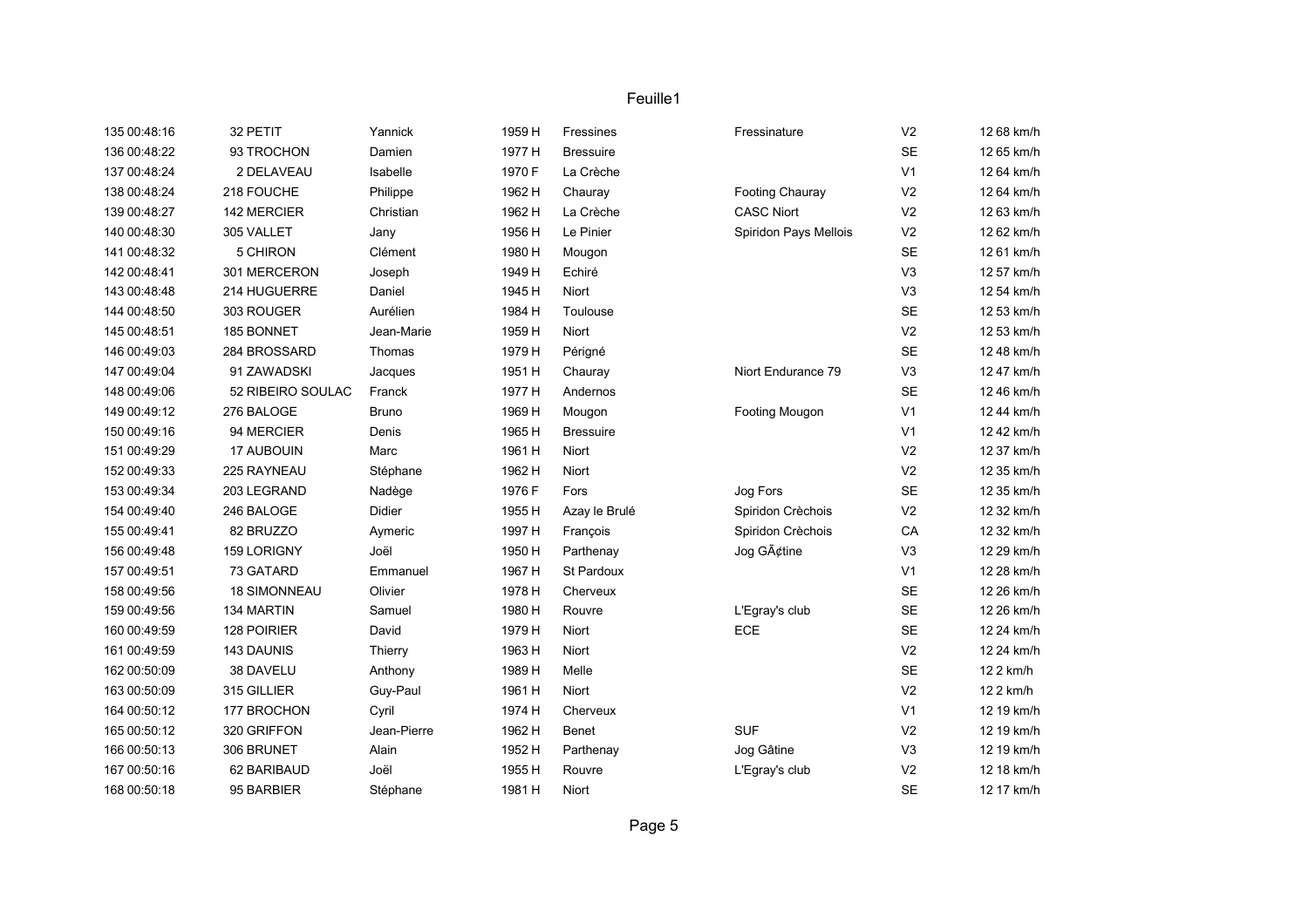| | | | | | | | | |
|---|---|---|---|---|---|---|---|---|
| 135 | 00:48:16 | 32 PETIT | Yannick | 1959 H | Fressines | Fressinature | V2 | 12 68 km/h |
| 136 | 00:48:22 | 93 TROCHON | Damien | 1977 H | Bressuire | | SE | 12 65 km/h |
| 137 | 00:48:24 | 2 DELAVEAU | Isabelle | 1970 F | La Crèche | | V1 | 12 64 km/h |
| 138 | 00:48:24 | 218 FOUCHE | Philippe | 1962 H | Chauray | Footing Chauray | V2 | 12 64 km/h |
| 139 | 00:48:27 | 142 MERCIER | Christian | 1962 H | La Crèche | CASC Niort | V2 | 12 63 km/h |
| 140 | 00:48:30 | 305 VALLET | Jany | 1956 H | Le Pinier | Spiridon Pays Mellois | V2 | 12 62 km/h |
| 141 | 00:48:32 | 5 CHIRON | Clément | 1980 H | Mougon | | SE | 12 61 km/h |
| 142 | 00:48:41 | 301 MERCERON | Joseph | 1949 H | Echiré | | V3 | 12 57 km/h |
| 143 | 00:48:48 | 214 HUGUERRE | Daniel | 1945 H | Niort | | V3 | 12 54 km/h |
| 144 | 00:48:50 | 303 ROUGER | Aurélien | 1984 H | Toulouse | | SE | 12 53 km/h |
| 145 | 00:48:51 | 185 BONNET | Jean-Marie | 1959 H | Niort | | V2 | 12 53 km/h |
| 146 | 00:49:03 | 284 BROSSARD | Thomas | 1979 H | Périgné | | SE | 12 48 km/h |
| 147 | 00:49:04 | 91 ZAWADSKI | Jacques | 1951 H | Chauray | Niort Endurance 79 | V3 | 12 47 km/h |
| 148 | 00:49:06 | 52 RIBEIRO SOULAC | Franck | 1977 H | Andernos | | SE | 12 46 km/h |
| 149 | 00:49:12 | 276 BALOGE | Bruno | 1969 H | Mougon | Footing Mougon | V1 | 12 44 km/h |
| 150 | 00:49:16 | 94 MERCIER | Denis | 1965 H | Bressuire | | V1 | 12 42 km/h |
| 151 | 00:49:29 | 17 AUBOUIN | Marc | 1961 H | Niort | | V2 | 12 37 km/h |
| 152 | 00:49:33 | 225 RAYNEAU | Stéphane | 1962 H | Niort | | V2 | 12 35 km/h |
| 153 | 00:49:34 | 203 LEGRAND | Nadège | 1976 F | Fors | Jog Fors | SE | 12 35 km/h |
| 154 | 00:49:40 | 246 BALOGE | Didier | 1955 H | Azay le Brulé | Spiridon Crèchois | V2 | 12 32 km/h |
| 155 | 00:49:41 | 82 BRUZZO | Aymeric | 1997 H | François | Spiridon Crèchois | CA | 12 32 km/h |
| 156 | 00:49:48 | 159 LORIGNY | Joël | 1950 H | Parthenay | Jog GÃ¢tine | V3 | 12 29 km/h |
| 157 | 00:49:51 | 73 GATARD | Emmanuel | 1967 H | St Pardoux | | V1 | 12 28 km/h |
| 158 | 00:49:56 | 18 SIMONNEAU | Olivier | 1978 H | Cherveux | | SE | 12 26 km/h |
| 159 | 00:49:56 | 134 MARTIN | Samuel | 1980 H | Rouvre | L'Egray's club | SE | 12 26 km/h |
| 160 | 00:49:59 | 128 POIRIER | David | 1979 H | Niort | ECE | SE | 12 24 km/h |
| 161 | 00:49:59 | 143 DAUNIS | Thierry | 1963 H | Niort | | V2 | 12 24 km/h |
| 162 | 00:50:09 | 38 DAVELU | Anthony | 1989 H | Melle | | SE | 12 2 km/h |
| 163 | 00:50:09 | 315 GILLIER | Guy-Paul | 1961 H | Niort | | V2 | 12 2 km/h |
| 164 | 00:50:12 | 177 BROCHON | Cyril | 1974 H | Cherveux | | V1 | 12 19 km/h |
| 165 | 00:50:12 | 320 GRIFFON | Jean-Pierre | 1962 H | Benet | SUF | V2 | 12 19 km/h |
| 166 | 00:50:13 | 306 BRUNET | Alain | 1952 H | Parthenay | Jog Gâtine | V3 | 12 19 km/h |
| 167 | 00:50:16 | 62 BARIBAUD | Joël | 1955 H | Rouvre | L'Egray's club | V2 | 12 18 km/h |
| 168 | 00:50:18 | 95 BARBIER | Stéphane | 1981 H | Niort | | SE | 12 17 km/h |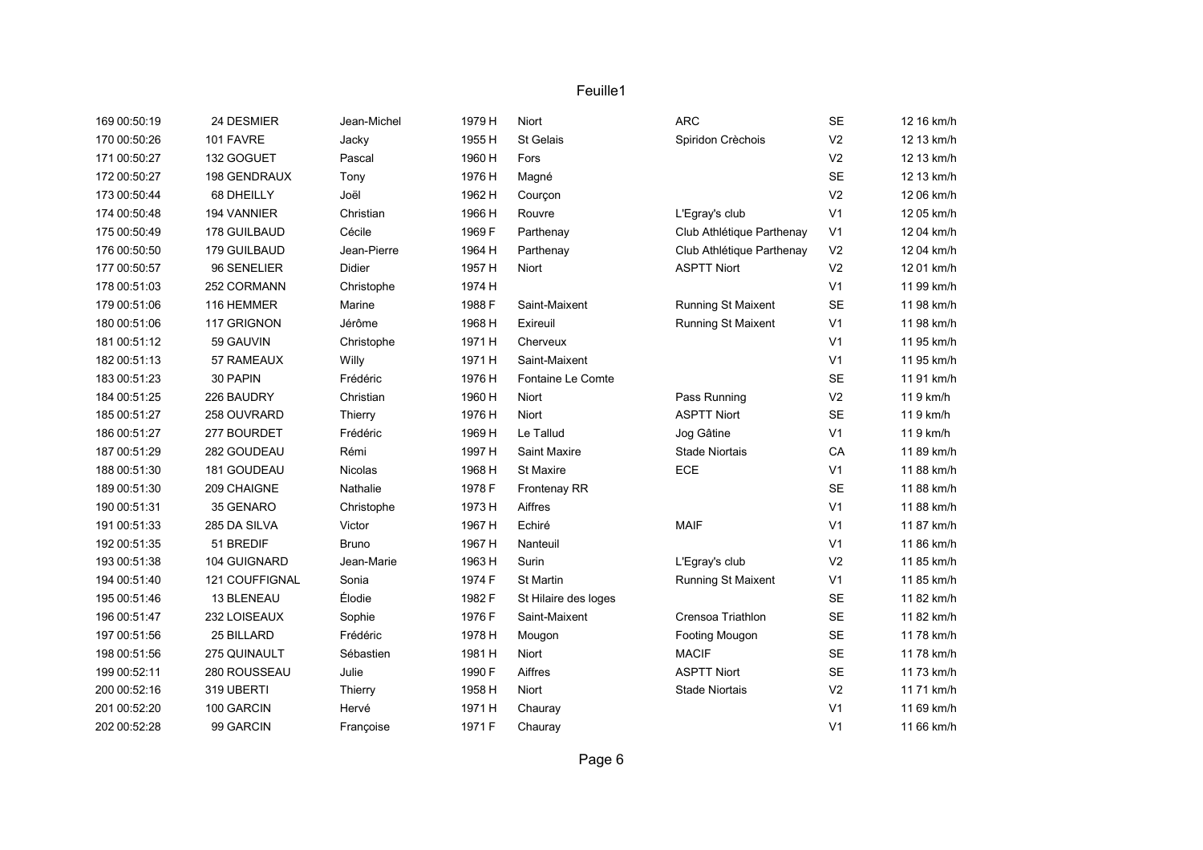Feuille1

| | | | | | | | | | |
|---|---|---|---|---|---|---|---|---|---|
| 169 | 00:50:19 | 24 DESMIER | Jean-Michel | 1979 H | Niort | ARC | SE | 12 16 km/h |
| 170 | 00:50:26 | 101 FAVRE | Jacky | 1955 H | St Gelais | Spiridon Crèchois | V2 | 12 13 km/h |
| 171 | 00:50:27 | 132 GOGUET | Pascal | 1960 H | Fors | | V2 | 12 13 km/h |
| 172 | 00:50:27 | 198 GENDRAUX | Tony | 1976 H | Magné | | SE | 12 13 km/h |
| 173 | 00:50:44 | 68 DHEILLY | Joël | 1962 H | Courçon | | V2 | 12 06 km/h |
| 174 | 00:50:48 | 194 VANNIER | Christian | 1966 H | Rouvre | L'Egray's club | V1 | 12 05 km/h |
| 175 | 00:50:49 | 178 GUILBAUD | Cécile | 1969 F | Parthenay | Club Athlétique Parthenay | V1 | 12 04 km/h |
| 176 | 00:50:50 | 179 GUILBAUD | Jean-Pierre | 1964 H | Parthenay | Club Athlétique Parthenay | V2 | 12 04 km/h |
| 177 | 00:50:57 | 96 SENELIER | Didier | 1957 H | Niort | ASPTT Niort | V2 | 12 01 km/h |
| 178 | 00:51:03 | 252 CORMANN | Christophe | 1974 H | | | V1 | 11 99 km/h |
| 179 | 00:51:06 | 116 HEMMER | Marine | 1988 F | Saint-Maixent | Running St Maixent | SE | 11 98 km/h |
| 180 | 00:51:06 | 117 GRIGNON | Jérôme | 1968 H | Exireuil | Running St Maixent | V1 | 11 98 km/h |
| 181 | 00:51:12 | 59 GAUVIN | Christophe | 1971 H | Cherveux | | V1 | 11 95 km/h |
| 182 | 00:51:13 | 57 RAMEAUX | Willy | 1971 H | Saint-Maixent | | V1 | 11 95 km/h |
| 183 | 00:51:23 | 30 PAPIN | Frédéric | 1976 H | Fontaine Le Comte | | SE | 11 91 km/h |
| 184 | 00:51:25 | 226 BAUDRY | Christian | 1960 H | Niort | Pass Running | V2 | 11 9 km/h |
| 185 | 00:51:27 | 258 OUVRARD | Thierry | 1976 H | Niort | ASPTT Niort | SE | 11 9 km/h |
| 186 | 00:51:27 | 277 BOURDET | Frédéric | 1969 H | Le Tallud | Jog Gâtine | V1 | 11 9 km/h |
| 187 | 00:51:29 | 282 GOUDEAU | Rémi | 1997 H | Saint Maxire | Stade Niortais | CA | 11 89 km/h |
| 188 | 00:51:30 | 181 GOUDEAU | Nicolas | 1968 H | St Maxire | ECE | V1 | 11 88 km/h |
| 189 | 00:51:30 | 209 CHAIGNE | Nathalie | 1978 F | Frontenay RR | | SE | 11 88 km/h |
| 190 | 00:51:31 | 35 GENARO | Christophe | 1973 H | Aiffres | | V1 | 11 88 km/h |
| 191 | 00:51:33 | 285 DA SILVA | Victor | 1967 H | Echiré | MAIF | V1 | 11 87 km/h |
| 192 | 00:51:35 | 51 BREDIF | Bruno | 1967 H | Nanteuil | | V1 | 11 86 km/h |
| 193 | 00:51:38 | 104 GUIGNARD | Jean-Marie | 1963 H | Surin | L'Egray's club | V2 | 11 85 km/h |
| 194 | 00:51:40 | 121 COUFFIGNAL | Sonia | 1974 F | St Martin | Running St Maixent | V1 | 11 85 km/h |
| 195 | 00:51:46 | 13 BLENEAU | Élodie | 1982 F | St Hilaire des loges | | SE | 11 82 km/h |
| 196 | 00:51:47 | 232 LOISEAUX | Sophie | 1976 F | Saint-Maixent | Crensoa Triathlon | SE | 11 82 km/h |
| 197 | 00:51:56 | 25 BILLARD | Frédéric | 1978 H | Mougon | Footing Mougon | SE | 11 78 km/h |
| 198 | 00:51:56 | 275 QUINAULT | Sébastien | 1981 H | Niort | MACIF | SE | 11 78 km/h |
| 199 | 00:52:11 | 280 ROUSSEAU | Julie | 1990 F | Aiffres | ASPTT Niort | SE | 11 73 km/h |
| 200 | 00:52:16 | 319 UBERTI | Thierry | 1958 H | Niort | Stade Niortais | V2 | 11 71 km/h |
| 201 | 00:52:20 | 100 GARCIN | Hervé | 1971 H | Chauray | | V1 | 11 69 km/h |
| 202 | 00:52:28 | 99 GARCIN | Françoise | 1971 F | Chauray | | V1 | 11 66 km/h |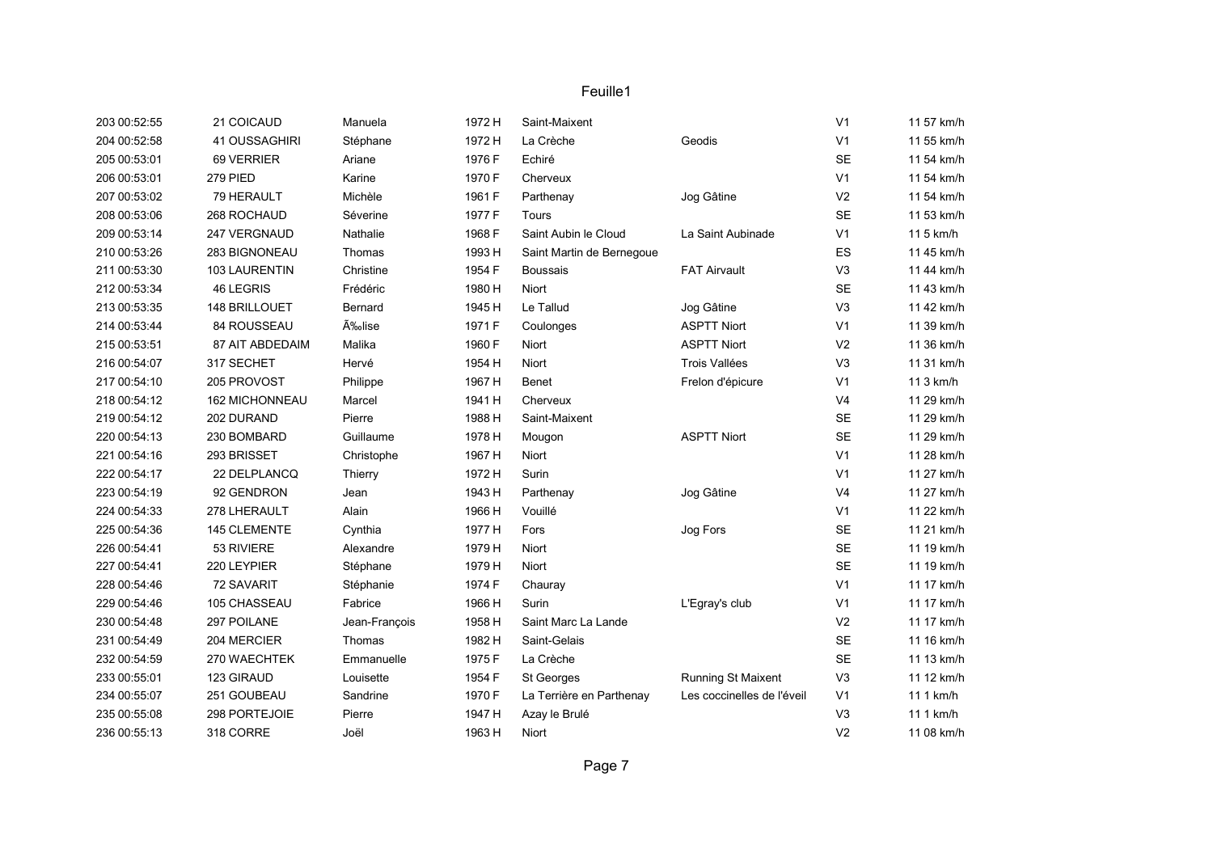Feuille1

| | | | | | | | | |
|---|---|---|---|---|---|---|---|---|
| 203 00:52:55 | 21 COICAUD | Manuela | 1972 H | Saint-Maixent | | V1 | 11 57 km/h |
| 204 00:52:58 | 41 OUSSAGHIRI | Stéphane | 1972 H | La Crèche | Geodis | V1 | 11 55 km/h |
| 205 00:53:01 | 69 VERRIER | Ariane | 1976 F | Echiré | | SE | 11 54 km/h |
| 206 00:53:01 | 279 PIED | Karine | 1970 F | Cherveux | | V1 | 11 54 km/h |
| 207 00:53:02 | 79 HERAULT | Michèle | 1961 F | Parthenay | Jog Gâtine | V2 | 11 54 km/h |
| 208 00:53:06 | 268 ROCHAUD | Séverine | 1977 F | Tours | | SE | 11 53 km/h |
| 209 00:53:14 | 247 VERGNAUD | Nathalie | 1968 F | Saint Aubin le Cloud | La Saint Aubinade | V1 | 11 5 km/h |
| 210 00:53:26 | 283 BIGNONEAU | Thomas | 1993 H | Saint Martin de Bernegoue | | ES | 11 45 km/h |
| 211 00:53:30 | 103 LAURENTIN | Christine | 1954 F | Boussais | FAT Airvault | V3 | 11 44 km/h |
| 212 00:53:34 | 46 LEGRIS | Frédéric | 1980 H | Niort | | SE | 11 43 km/h |
| 213 00:53:35 | 148 BRILLOUET | Bernard | 1945 H | Le Tallud | Jog Gâtine | V3 | 11 42 km/h |
| 214 00:53:44 | 84 ROUSSEAU | Ã‰lise | 1971 F | Coulonges | ASPTT Niort | V1 | 11 39 km/h |
| 215 00:53:51 | 87 AIT ABDEDAIM | Malika | 1960 F | Niort | ASPTT Niort | V2 | 11 36 km/h |
| 216 00:54:07 | 317 SECHET | Hervé | 1954 H | Niort | Trois Vallées | V3 | 11 31 km/h |
| 217 00:54:10 | 205 PROVOST | Philippe | 1967 H | Benet | Frelon d'épicure | V1 | 11 3 km/h |
| 218 00:54:12 | 162 MICHONNEAU | Marcel | 1941 H | Cherveux | | V4 | 11 29 km/h |
| 219 00:54:12 | 202 DURAND | Pierre | 1988 H | Saint-Maixent | | SE | 11 29 km/h |
| 220 00:54:13 | 230 BOMBARD | Guillaume | 1978 H | Mougon | ASPTT Niort | SE | 11 29 km/h |
| 221 00:54:16 | 293 BRISSET | Christophe | 1967 H | Niort | | V1 | 11 28 km/h |
| 222 00:54:17 | 22 DELPLANCQ | Thierry | 1972 H | Surin | | V1 | 11 27 km/h |
| 223 00:54:19 | 92 GENDRON | Jean | 1943 H | Parthenay | Jog Gâtine | V4 | 11 27 km/h |
| 224 00:54:33 | 278 LHERAULT | Alain | 1966 H | Vouillé | | V1 | 11 22 km/h |
| 225 00:54:36 | 145 CLEMENTE | Cynthia | 1977 H | Fors | Jog Fors | SE | 11 21 km/h |
| 226 00:54:41 | 53 RIVIERE | Alexandre | 1979 H | Niort | | SE | 11 19 km/h |
| 227 00:54:41 | 220 LEYPIER | Stéphane | 1979 H | Niort | | SE | 11 19 km/h |
| 228 00:54:46 | 72 SAVARIT | Stéphanie | 1974 F | Chauray | | V1 | 11 17 km/h |
| 229 00:54:46 | 105 CHASSEAU | Fabrice | 1966 H | Surin | L'Egray's club | V1 | 11 17 km/h |
| 230 00:54:48 | 297 POILANE | Jean-François | 1958 H | Saint Marc La Lande | | V2 | 11 17 km/h |
| 231 00:54:49 | 204 MERCIER | Thomas | 1982 H | Saint-Gelais | | SE | 11 16 km/h |
| 232 00:54:59 | 270 WAECHTEK | Emmanuelle | 1975 F | La Crèche | | SE | 11 13 km/h |
| 233 00:55:01 | 123 GIRAUD | Louisette | 1954 F | St Georges | Running St Maixent | V3 | 11 12 km/h |
| 234 00:55:07 | 251 GOUBEAU | Sandrine | 1970 F | La Terrière en Parthenay | Les coccinelles de l'éveil | V1 | 11 1 km/h |
| 235 00:55:08 | 298 PORTEJOIE | Pierre | 1947 H | Azay le Brulé | | V3 | 11 1 km/h |
| 236 00:55:13 | 318 CORRE | Joël | 1963 H | Niort | | V2 | 11 08 km/h |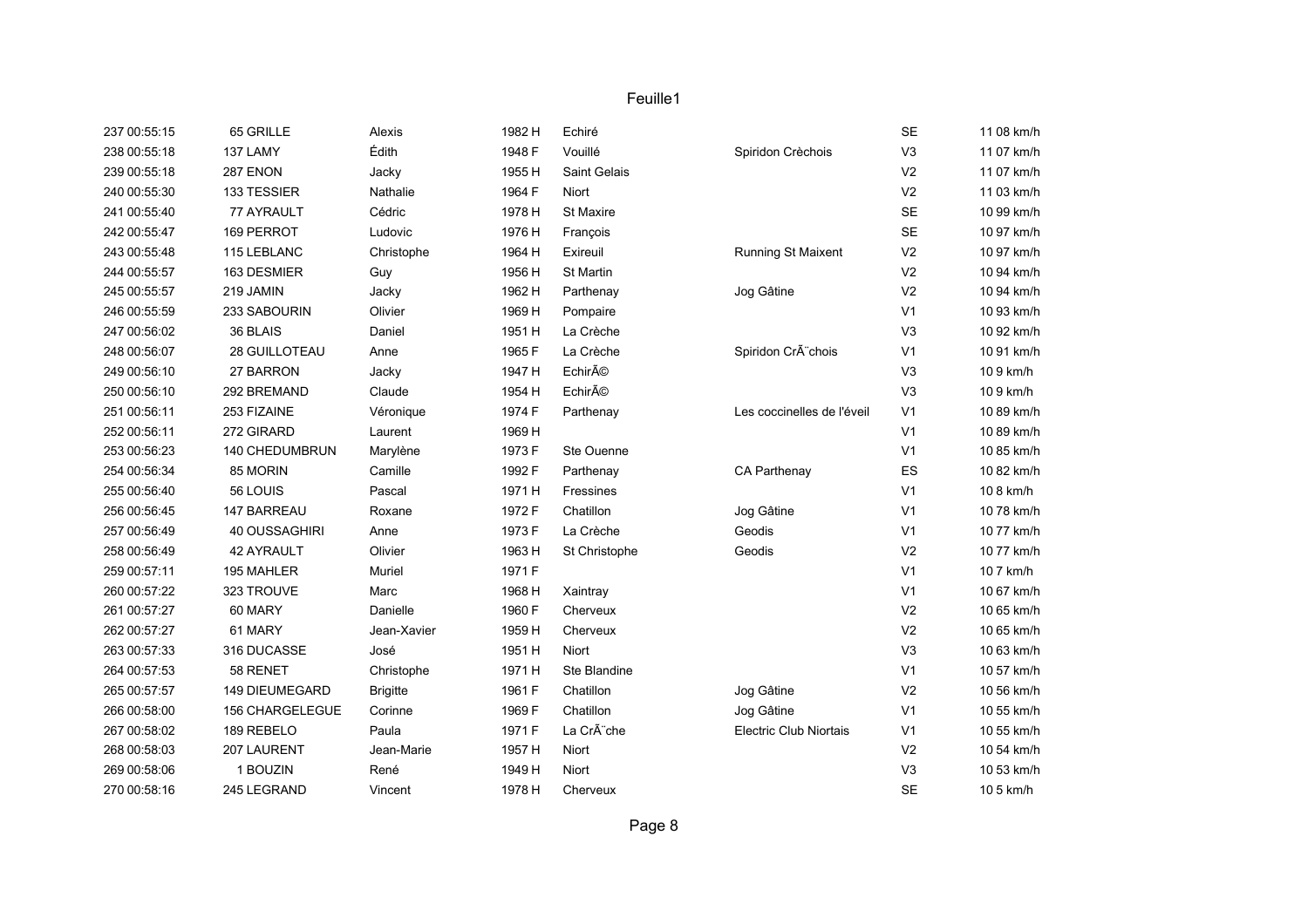| | | | | | | | | | |
|---|---|---|---|---|---|---|---|---|---|
| 237 | 00:55:15 | 65 GRILLE | Alexis | 1982 H | Echiré | | SE | 11 08 km/h |
| 238 | 00:55:18 | 137 LAMY | Édith | 1948 F | Vouillé | Spiridon Crèchois | V3 | 11 07 km/h |
| 239 | 00:55:18 | 287 ENON | Jacky | 1955 H | Saint Gelais | | V2 | 11 07 km/h |
| 240 | 00:55:30 | 133 TESSIER | Nathalie | 1964 F | Niort | | V2 | 11 03 km/h |
| 241 | 00:55:40 | 77 AYRAULT | Cédric | 1978 H | St Maxire | | SE | 10 99 km/h |
| 242 | 00:55:47 | 169 PERROT | Ludovic | 1976 H | François | | SE | 10 97 km/h |
| 243 | 00:55:48 | 115 LEBLANC | Christophe | 1964 H | Exireuil | Running St Maixent | V2 | 10 97 km/h |
| 244 | 00:55:57 | 163 DESMIER | Guy | 1956 H | St Martin | | V2 | 10 94 km/h |
| 245 | 00:55:57 | 219 JAMIN | Jacky | 1962 H | Parthenay | Jog Gâtine | V2 | 10 94 km/h |
| 246 | 00:55:59 | 233 SABOURIN | Olivier | 1969 H | Pompaire | | V1 | 10 93 km/h |
| 247 | 00:56:02 | 36 BLAIS | Daniel | 1951 H | La Crèche | | V3 | 10 92 km/h |
| 248 | 00:56:07 | 28 GUILLOTEAU | Anne | 1965 F | La Crèche | Spiridon CrÃ¨chois | V1 | 10 91 km/h |
| 249 | 00:56:10 | 27 BARRON | Jacky | 1947 H | EchirÃ© | | V3 | 10 9 km/h |
| 250 | 00:56:10 | 292 BREMAND | Claude | 1954 H | EchirÃ© | | V3 | 10 9 km/h |
| 251 | 00:56:11 | 253 FIZAINE | Véronique | 1974 F | Parthenay | Les coccinelles de l'éveil | V1 | 10 89 km/h |
| 252 | 00:56:11 | 272 GIRARD | Laurent | 1969 H | | | V1 | 10 89 km/h |
| 253 | 00:56:23 | 140 CHEDUMBRUN | Marylène | 1973 F | Ste Ouenne | | V1 | 10 85 km/h |
| 254 | 00:56:34 | 85 MORIN | Camille | 1992 F | Parthenay | CA Parthenay | ES | 10 82 km/h |
| 255 | 00:56:40 | 56 LOUIS | Pascal | 1971 H | Fressines | | V1 | 10 8 km/h |
| 256 | 00:56:45 | 147 BARREAU | Roxane | 1972 F | Chatillon | Jog Gâtine | V1 | 10 78 km/h |
| 257 | 00:56:49 | 40 OUSSAGHIRI | Anne | 1973 F | La Crèche | Geodis | V1 | 10 77 km/h |
| 258 | 00:56:49 | 42 AYRAULT | Olivier | 1963 H | St Christophe | Geodis | V2 | 10 77 km/h |
| 259 | 00:57:11 | 195 MAHLER | Muriel | 1971 F | | | V1 | 10 7 km/h |
| 260 | 00:57:22 | 323 TROUVE | Marc | 1968 H | Xaintray | | V1 | 10 67 km/h |
| 261 | 00:57:27 | 60 MARY | Danielle | 1960 F | Cherveux | | V2 | 10 65 km/h |
| 262 | 00:57:27 | 61 MARY | Jean-Xavier | 1959 H | Cherveux | | V2 | 10 65 km/h |
| 263 | 00:57:33 | 316 DUCASSE | José | 1951 H | Niort | | V3 | 10 63 km/h |
| 264 | 00:57:53 | 58 RENET | Christophe | 1971 H | Ste Blandine | | V1 | 10 57 km/h |
| 265 | 00:57:57 | 149 DIEUMEGARD | Brigitte | 1961 F | Chatillon | Jog Gâtine | V2 | 10 56 km/h |
| 266 | 00:58:00 | 156 CHARGELEGUE | Corinne | 1969 F | Chatillon | Jog Gâtine | V1 | 10 55 km/h |
| 267 | 00:58:02 | 189 REBELO | Paula | 1971 F | La CrÃ¨che | Electric Club Niortais | V1 | 10 55 km/h |
| 268 | 00:58:03 | 207 LAURENT | Jean-Marie | 1957 H | Niort | | V2 | 10 54 km/h |
| 269 | 00:58:06 | 1 BOUZIN | René | 1949 H | Niort | | V3 | 10 53 km/h |
| 270 | 00:58:16 | 245 LEGRAND | Vincent | 1978 H | Cherveux | | SE | 10 5 km/h |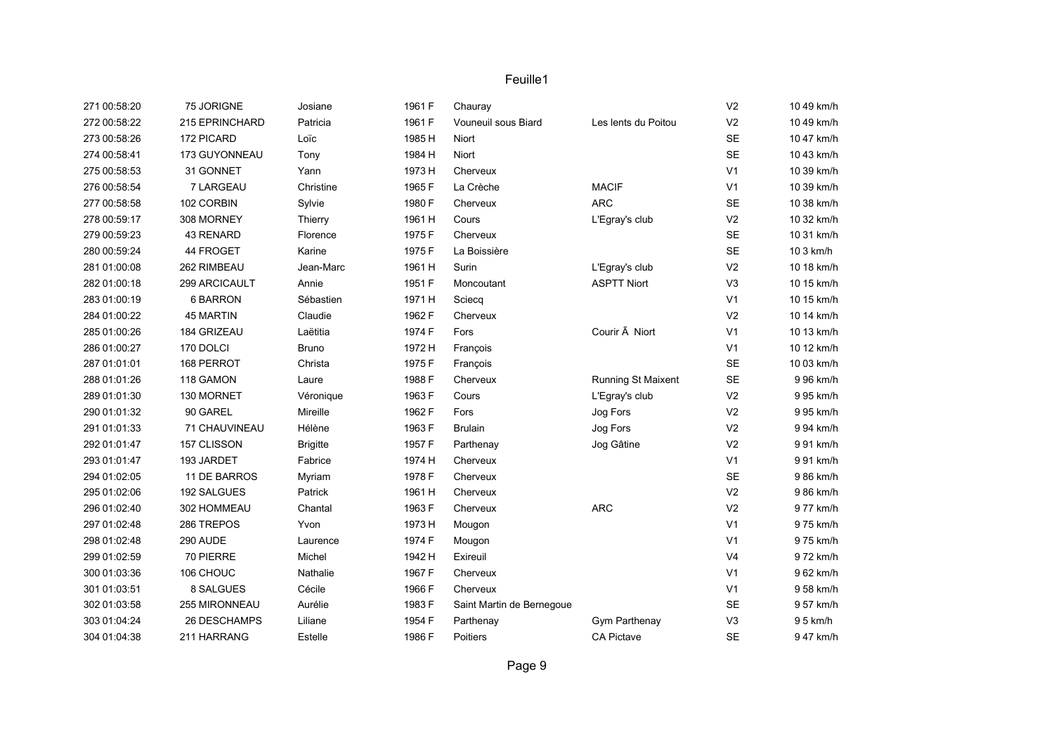# Feuille1

| | | | | | | | | | |
|---|---|---|---|---|---|---|---|---|---|
| 271 | 00:58:20 | 75 JORIGNE | Josiane | 1961 F | Chauray | | V2 | 10 49 km/h |
| 272 | 00:58:22 | 215 EPRINCHARD | Patricia | 1961 F | Vouneuil sous Biard | Les lents du Poitou | V2 | 10 49 km/h |
| 273 | 00:58:26 | 172 PICARD | Loïc | 1985 H | Niort | | SE | 10 47 km/h |
| 274 | 00:58:41 | 173 GUYONNEAU | Tony | 1984 H | Niort | | SE | 10 43 km/h |
| 275 | 00:58:53 | 31 GONNET | Yann | 1973 H | Cherveux | | V1 | 10 39 km/h |
| 276 | 00:58:54 | 7 LARGEAU | Christine | 1965 F | La Crèche | MACIF | V1 | 10 39 km/h |
| 277 | 00:58:58 | 102 CORBIN | Sylvie | 1980 F | Cherveux | ARC | SE | 10 38 km/h |
| 278 | 00:59:17 | 308 MORNEY | Thierry | 1961 H | Cours | L'Egray's club | V2 | 10 32 km/h |
| 279 | 00:59:23 | 43 RENARD | Florence | 1975 F | Cherveux | | SE | 10 31 km/h |
| 280 | 00:59:24 | 44 FROGET | Karine | 1975 F | La Boissière | | SE | 10 3 km/h |
| 281 | 01:00:08 | 262 RIMBEAU | Jean-Marc | 1961 H | Surin | L'Egray's club | V2 | 10 18 km/h |
| 282 | 01:00:18 | 299 ARCICAULT | Annie | 1951 F | Moncoutant | ASPTT Niort | V3 | 10 15 km/h |
| 283 | 01:00:19 | 6 BARRON | Sébastien | 1971 H | Sciecq | | V1 | 10 15 km/h |
| 284 | 01:00:22 | 45 MARTIN | Claudie | 1962 F | Cherveux | | V2 | 10 14 km/h |
| 285 | 01:00:26 | 184 GRIZEAU | Laëtitia | 1974 F | Fors | Courir Ã Niort | V1 | 10 13 km/h |
| 286 | 01:00:27 | 170 DOLCI | Bruno | 1972 H | François | | V1 | 10 12 km/h |
| 287 | 01:01:01 | 168 PERROT | Christa | 1975 F | François | | SE | 10 03 km/h |
| 288 | 01:01:26 | 118 GAMON | Laure | 1988 F | Cherveux | Running St Maixent | SE | 9 96 km/h |
| 289 | 01:01:30 | 130 MORNET | Véronique | 1963 F | Cours | L'Egray's club | V2 | 9 95 km/h |
| 290 | 01:01:32 | 90 GAREL | Mireille | 1962 F | Fors | Jog Fors | V2 | 9 95 km/h |
| 291 | 01:01:33 | 71 CHAUVINEAU | Hélène | 1963 F | Brulain | Jog Fors | V2 | 9 94 km/h |
| 292 | 01:01:47 | 157 CLISSON | Brigitte | 1957 F | Parthenay | Jog Gâtine | V2 | 9 91 km/h |
| 293 | 01:01:47 | 193 JARDET | Fabrice | 1974 H | Cherveux | | V1 | 9 91 km/h |
| 294 | 01:02:05 | 11 DE BARROS | Myriam | 1978 F | Cherveux | | SE | 9 86 km/h |
| 295 | 01:02:06 | 192 SALGUES | Patrick | 1961 H | Cherveux | | V2 | 9 86 km/h |
| 296 | 01:02:40 | 302 HOMMEAU | Chantal | 1963 F | Cherveux | ARC | V2 | 9 77 km/h |
| 297 | 01:02:48 | 286 TREPOS | Yvon | 1973 H | Mougon | | V1 | 9 75 km/h |
| 298 | 01:02:48 | 290 AUDE | Laurence | 1974 F | Mougon | | V1 | 9 75 km/h |
| 299 | 01:02:59 | 70 PIERRE | Michel | 1942 H | Exireuil | | V4 | 9 72 km/h |
| 300 | 01:03:36 | 106 CHOUC | Nathalie | 1967 F | Cherveux | | V1 | 9 62 km/h |
| 301 | 01:03:51 | 8 SALGUES | Cécile | 1966 F | Cherveux | | V1 | 9 58 km/h |
| 302 | 01:03:58 | 255 MIRONNEAU | Aurélie | 1983 F | Saint Martin de Bernegoue | | SE | 9 57 km/h |
| 303 | 01:04:24 | 26 DESCHAMPS | Liliane | 1954 F | Parthenay | Gym Parthenay | V3 | 9 5 km/h |
| 304 | 01:04:38 | 211 HARRANG | Estelle | 1986 F | Poitiers | CA Pictave | SE | 9 47 km/h |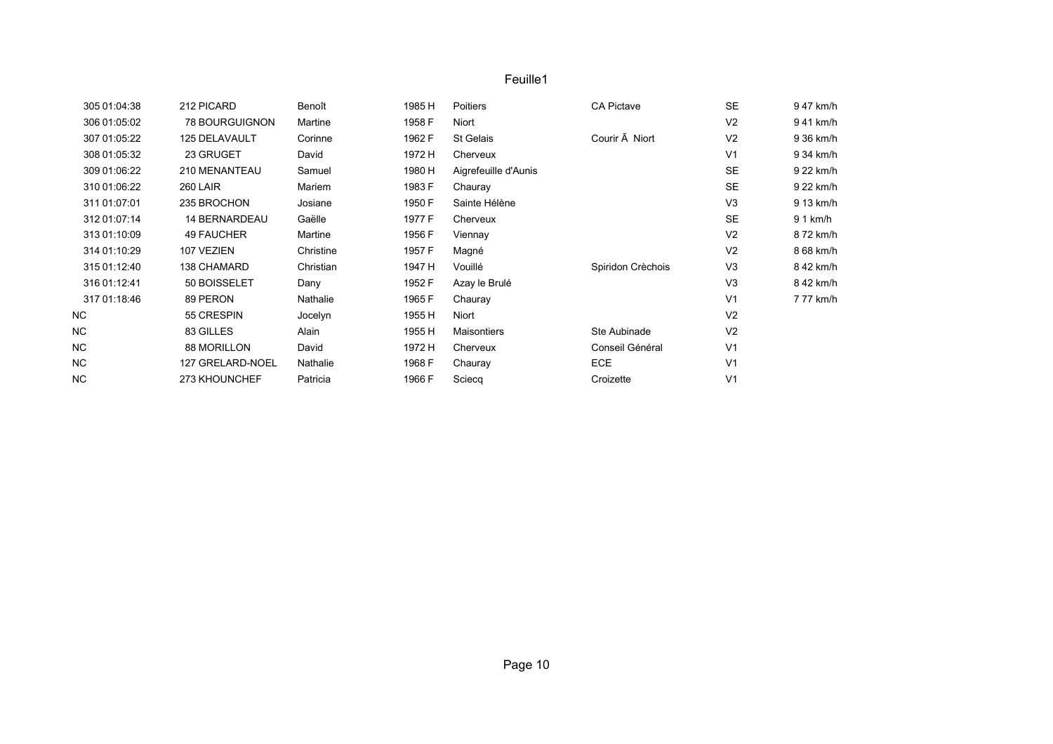| | | | | | | | | | |
|---|---|---|---|---|---|---|---|---|---|
| 305 | 01:04:38 | 212 PICARD | Benoît | 1985 H | Poitiers | CA Pictave | SE | 9 47 km/h |
| 306 | 01:05:02 | 78 BOURGUIGNON | Martine | 1958 F | Niort | | V2 | 9 41 km/h |
| 307 | 01:05:22 | 125 DELAVAULT | Corinne | 1962 F | St Gelais | Courir Ã Niort | V2 | 9 36 km/h |
| 308 | 01:05:32 | 23 GRUGET | David | 1972 H | Cherveux | | V1 | 9 34 km/h |
| 309 | 01:06:22 | 210 MENANTEAU | Samuel | 1980 H | Aigrefeuille d'Aunis | | SE | 9 22 km/h |
| 310 | 01:06:22 | 260 LAIR | Mariem | 1983 F | Chauray | | SE | 9 22 km/h |
| 311 | 01:07:01 | 235 BROCHON | Josiane | 1950 F | Sainte Hélène | | V3 | 9 13 km/h |
| 312 | 01:07:14 | 14 BERNARDEAU | Gaëlle | 1977 F | Cherveux | | SE | 9 1 km/h |
| 313 | 01:10:09 | 49 FAUCHER | Martine | 1956 F | Viennay | | V2 | 8 72 km/h |
| 314 | 01:10:29 | 107 VEZIEN | Christine | 1957 F | Magné | | V2 | 8 68 km/h |
| 315 | 01:12:40 | 138 CHAMARD | Christian | 1947 H | Vouillé | Spiridon Crèchois | V3 | 8 42 km/h |
| 316 | 01:12:41 | 50 BOISSELET | Dany | 1952 F | Azay le Brulé | | V3 | 8 42 km/h |
| 317 | 01:18:46 | 89 PERON | Nathalie | 1965 F | Chauray | | V1 | 7 77 km/h |
| NC | | 55 CRESPIN | Jocelyn | 1955 H | Niort | | V2 | |
| NC | | 83 GILLES | Alain | 1955 H | Maisontiers | Ste Aubinade | V2 | |
| NC | | 88 MORILLON | David | 1972 H | Cherveux | Conseil Général | V1 | |
| NC | | 127 GRELARD-NOEL | Nathalie | 1968 F | Chauray | ECE | V1 | |
| NC | | 273 KHOUNCHEF | Patricia | 1966 F | Sciecq | Croizette | V1 | |